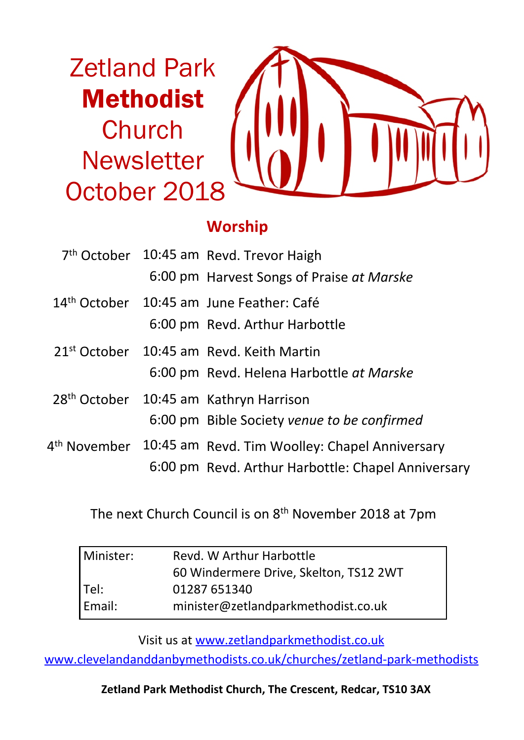# Zetland Park **Methodist** Church Newsletter October 2018

## Worship

| | | |
|---|---|---|
| 7th October | 10:45 am | Revd. Trevor Haigh |
| | 6:00 pm | Harvest Songs of Praise *at Marske* |
| 14th October | 10:45 am | June Feather: Café |
| | 6:00 pm | Revd. Arthur Harbottle |
| 21st October | 10:45 am | Revd. Keith Martin |
| | 6:00 pm | Revd. Helena Harbottle *at Marske* |
| 28th October | 10:45 am | Kathryn Harrison |
| | 6:00 pm | Bible Society *venue to be confirmed* |
| 4th November | 10:45 am | Revd. Tim Woolley: Chapel Anniversary |
| | 6:00 pm | Revd. Arthur Harbottle: Chapel Anniversary |

The next Church Council is on 8th November 2018 at 7pm

| | |
|---|---|
| Minister: | Revd. W Arthur Harbottle |
| | 60 Windermere Drive, Skelton, TS12 2WT |
| Tel: | 01287 651340 |
| Email: | minister@zetlandparkmethodist.co.uk |

Visit us at www.zetlandparkmethodist.co.uk

www.clevelandanddanbymethodists.co.uk/churches/zetland-park-methodists

**Zetland Park Methodist Church, The Crescent, Redcar, TS10 3AX**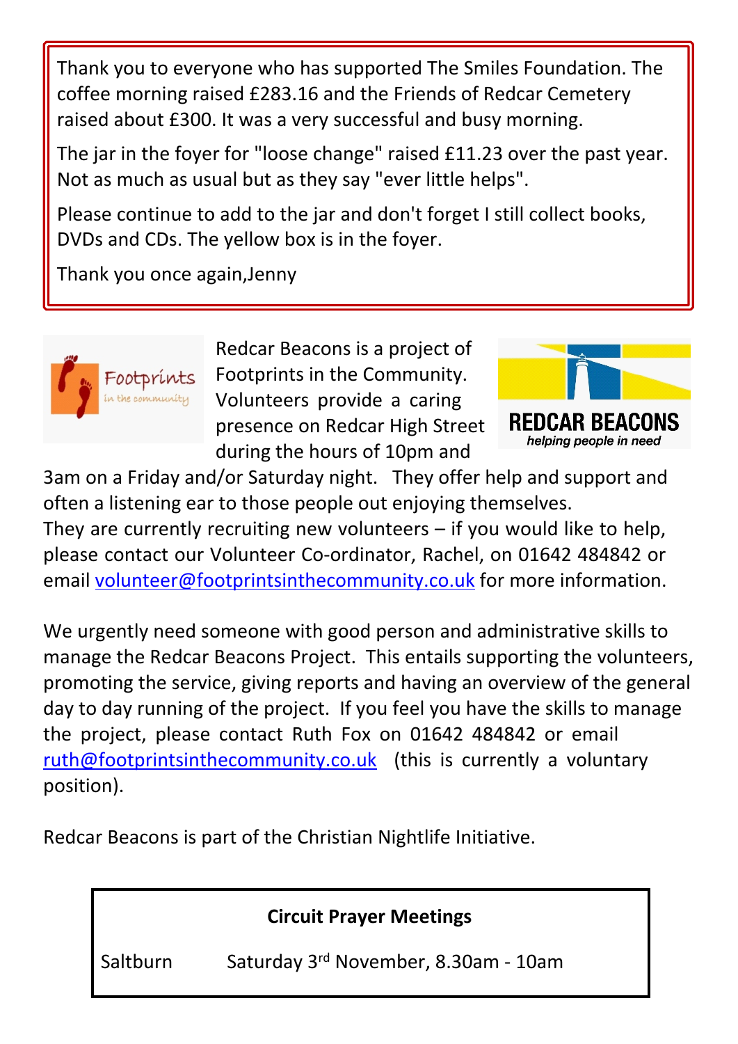Thank you to everyone who has supported The Smiles Foundation. The coffee morning raised £283.16 and the Friends of Redcar Cemetery raised about £300. It was a very successful and busy morning.

The jar in the foyer for "loose change" raised £11.23 over the past year. Not as much as usual but as they say "ever little helps".

Please continue to add to the jar and don't forget I still collect books, DVDs and CDs. The yellow box is in the foyer.

Thank you once again,Jenny

Redcar Beacons is a project of Footprints in the Community. Volunteers provide a caring presence on Redcar High Street during the hours of 10pm and 3am on a Friday and/or Saturday night. They offer help and support and often a listening ear to those people out enjoying themselves. They are currently recruiting new volunteers – if you would like to help, please contact our Volunteer Co-ordinator, Rachel, on 01642 484842 or email volunteer@footprintsinthecommunity.co.uk for more information.

We urgently need someone with good person and administrative skills to manage the Redcar Beacons Project. This entails supporting the volunteers, promoting the service, giving reports and having an overview of the general day to day running of the project. If you feel you have the skills to manage the project, please contact Ruth Fox on 01642 484842 or email ruth@footprintsinthecommunity.co.uk (this is currently a voluntary position).

Redcar Beacons is part of the Christian Nightlife Initiative.

**Circuit Prayer Meetings**

| Saltburn | Saturday 3rd November, 8.30am - 10am |
|---|---|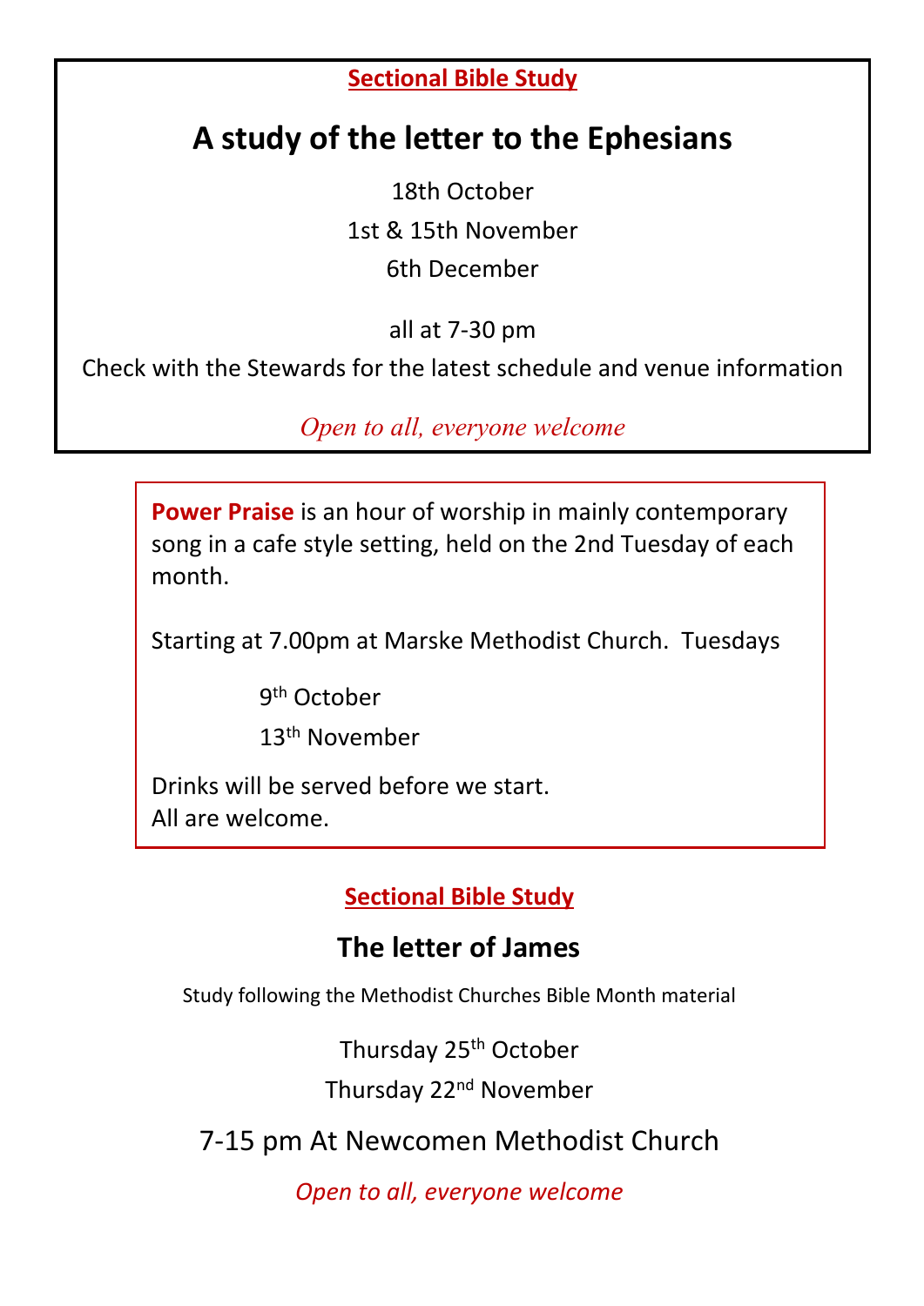**Sectional Bible Study**

# A study of the letter to the Ephesians

18th October

1st & 15th November

6th December

all at 7-30 pm

Check with the Stewards for the latest schedule and venue information

*Open to all, everyone welcome*

**Power Praise** is an hour of worship in mainly contemporary song in a cafe style setting, held on the 2nd Tuesday of each month.

Starting at 7.00pm at Marske Methodist Church. Tuesdays

9th October

13th November

Drinks will be served before we start.
All are welcome.

**Sectional Bible Study**

## The letter of James

Study following the Methodist Churches Bible Month material

Thursday 25th October

Thursday 22nd November

7-15 pm At Newcomen Methodist Church

*Open to all, everyone welcome*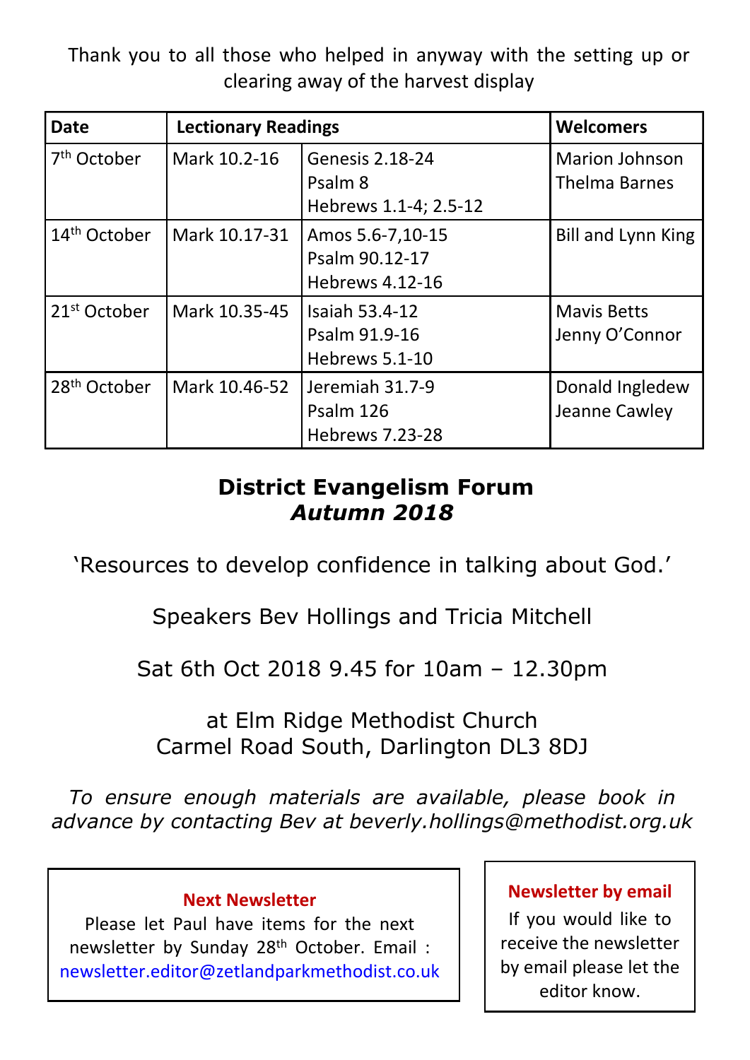Thank you to all those who helped in anyway with the setting up or clearing away of the harvest display

| Date | Lectionary Readings | | Welcomers |
|---|---|---|---|
| 7th October | Mark 10.2-16 | Genesis 2.18-24<br>Psalm 8<br>Hebrews 1.1-4; 2.5-12 | Marion Johnson<br>Thelma Barnes |
| 14th October | Mark 10.17-31 | Amos 5.6-7,10-15<br>Psalm 90.12-17<br>Hebrews 4.12-16 | Bill and Lynn King |
| 21st October | Mark 10.35-45 | Isaiah 53.4-12<br>Psalm 91.9-16<br>Hebrews 5.1-10 | Mavis Betts<br>Jenny O'Connor |
| 28th October | Mark 10.46-52 | Jeremiah 31.7-9<br>Psalm 126<br>Hebrews 7.23-28 | Donald Ingledew<br>Jeanne Cawley |

## District Evangelism Forum
## *Autumn 2018*

'Resources to develop confidence in talking about God.'

Speakers Bev Hollings and Tricia Mitchell

Sat 6th Oct 2018 9.45 for 10am – 12.30pm

at Elm Ridge Methodist Church
Carmel Road South, Darlington DL3 8DJ

*To ensure enough materials are available, please book in advance by contacting Bev at beverly.hollings@methodist.org.uk*

**Next Newsletter**

Please let Paul have items for the next newsletter by Sunday 28th October. Email : newsletter.editor@zetlandparkmethodist.co.uk

**Newsletter by email**

If you would like to receive the newsletter by email please let the editor know.